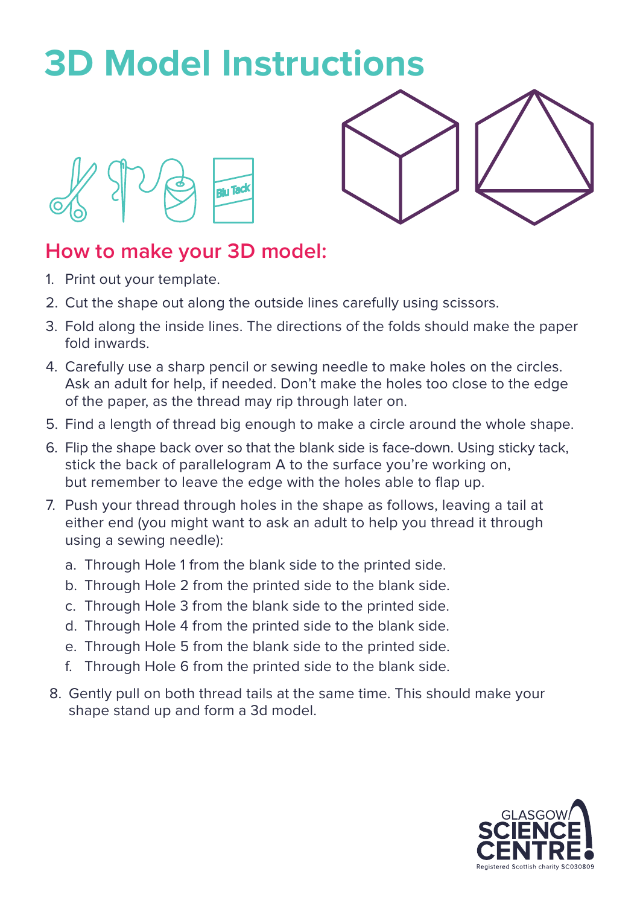# 3D Model Instructions

## How to make your 3D model:

1. Print out your template.
2. Cut the shape out along the outside lines carefully using scissors.
3. Fold along the inside lines. The directions of the folds should make the paper fold inwards.
4. Carefully use a sharp pencil or sewing needle to make holes on the circles. Ask an adult for help, if needed. Don't make the holes too close to the edge of the paper, as the thread may rip through later on.
5. Find a length of thread big enough to make a circle around the whole shape.
6. Flip the shape back over so that the blank side is face-down. Using sticky tack, stick the back of parallelogram A to the surface you're working on, but remember to leave the edge with the holes able to flap up.
7. Push your thread through holes in the shape as follows, leaving a tail at either end (you might want to ask an adult to help you thread it through using a sewing needle):
   a. Through Hole 1 from the blank side to the printed side.
   b. Through Hole 2 from the printed side to the blank side.
   c. Through Hole 3 from the blank side to the printed side.
   d. Through Hole 4 from the printed side to the blank side.
   e. Through Hole 5 from the blank side to the printed side.
   f. Through Hole 6 from the printed side to the blank side.
8. Gently pull on both thread tails at the same time. This should make your shape stand up and form a 3d model.

GLASGOW SCIENCE CENTRE

Registered Scottish charity SC030809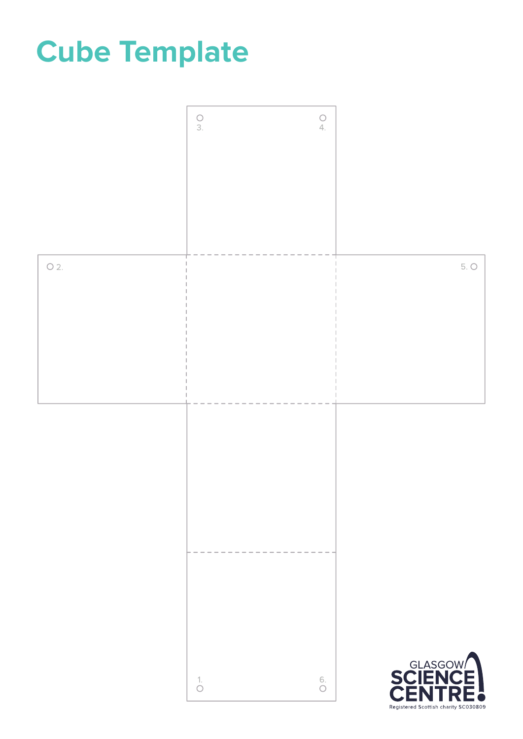# Cube Template

3.

4.

2.

5.

1.

6.

GLASGOW SCIENCE CENTRE

Registered Scottish charity SC030809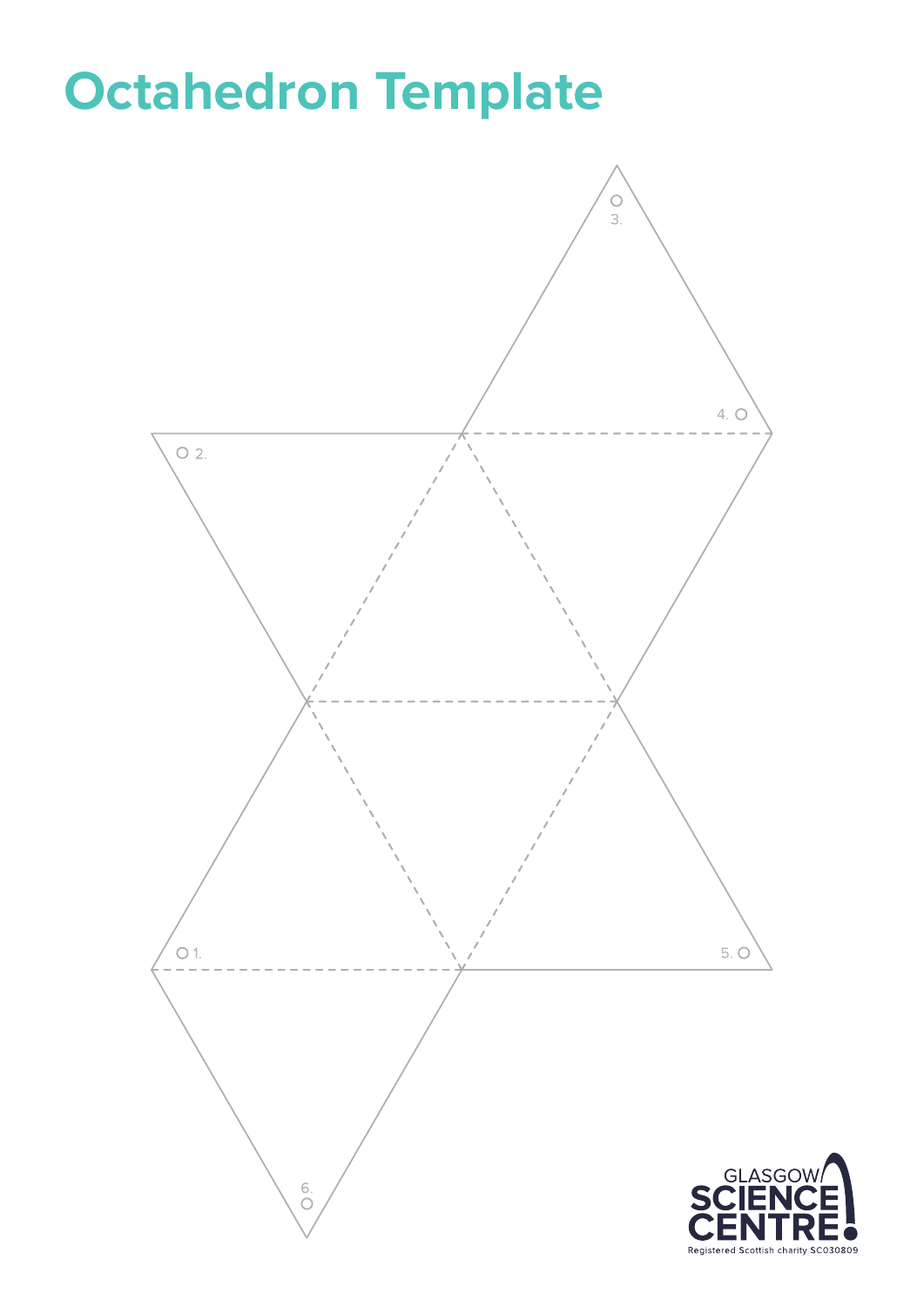# Octahedron Template

3.

4.

2.

1.

5.

6.

GLASGOW SCIENCE CENTRE

Registered Scottish charity SC030809